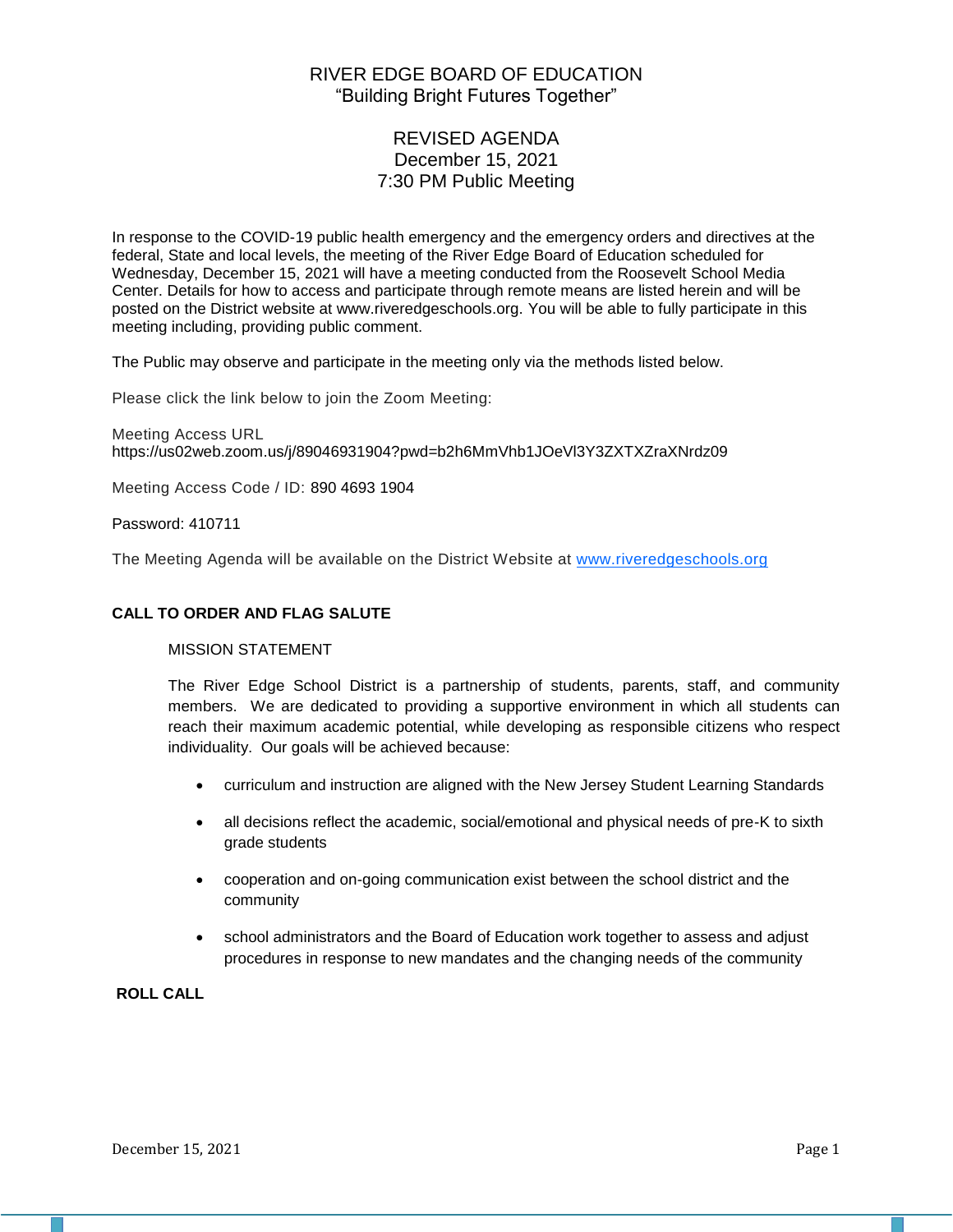# RIVER EDGE BOARD OF EDUCATION

"Building Bright Futures Together"

## REVISED AGENDA

December 15, 2021

7:30 PM Public Meeting

In response to the COVID-19 public health emergency and the emergency orders and directives at the federal, State and local levels, the meeting of the River Edge Board of Education scheduled for Wednesday, December 15, 2021 will have a meeting conducted from the Roosevelt School Media Center. Details for how to access and participate through remote means are listed herein and will be posted on the District website at www.riveredgeschools.org. You will be able to fully participate in this meeting including, providing public comment.

The Public may observe and participate in the meeting only via the methods listed below.

Please click the link below to join the Zoom Meeting:

Meeting Access URL
https://us02web.zoom.us/j/89046931904?pwd=b2h6MmVhb1JOeVl3Y3ZXTXZraXNrdz09

Meeting Access Code / ID: 890 4693 1904

Password: 410711

The Meeting Agenda will be available on the District Website at www.riveredgeschools.org

**CALL TO ORDER AND FLAG SALUTE**

MISSION STATEMENT

The River Edge School District is a partnership of students, parents, staff, and community members. We are dedicated to providing a supportive environment in which all students can reach their maximum academic potential, while developing as responsible citizens who respect individuality. Our goals will be achieved because:

- curriculum and instruction are aligned with the New Jersey Student Learning Standards
- all decisions reflect the academic, social/emotional and physical needs of pre-K to sixth grade students
- cooperation and on-going communication exist between the school district and the community
- school administrators and the Board of Education work together to assess and adjust procedures in response to new mandates and the changing needs of the community

**ROLL CALL**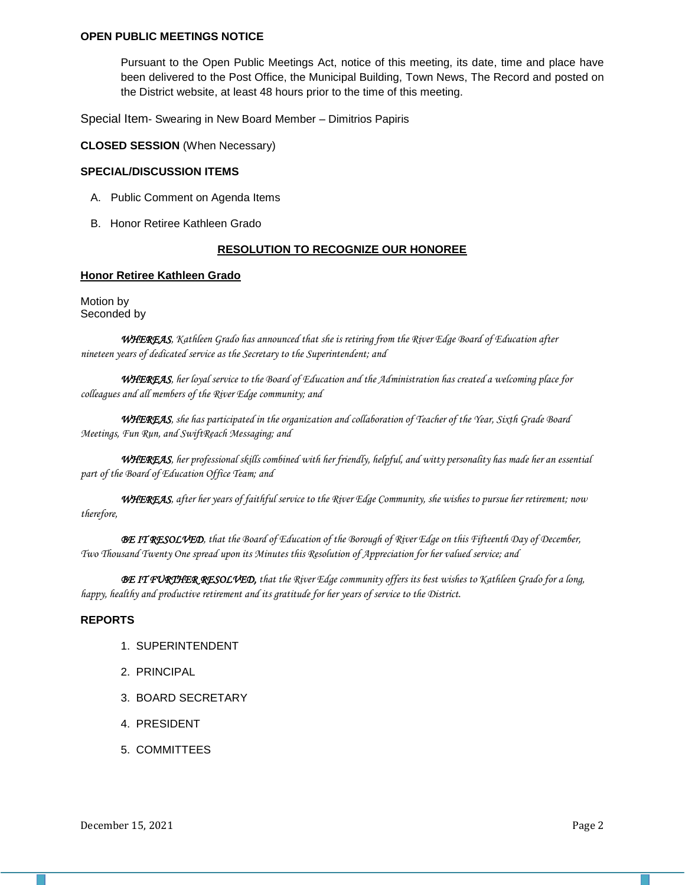**OPEN PUBLIC MEETINGS NOTICE**

Pursuant to the Open Public Meetings Act, notice of this meeting, its date, time and place have been delivered to the Post Office, the Municipal Building, Town News, The Record and posted on the District website, at least 48 hours prior to the time of this meeting.

Special Item- Swearing in New Board Member – Dimitrios Papiris

**CLOSED SESSION** (When Necessary)

**SPECIAL/DISCUSSION ITEMS**

A. Public Comment on Agenda Items

B. Honor Retiree Kathleen Grado

**RESOLUTION TO RECOGNIZE OUR HONOREE**

**Honor Retiree Kathleen Grado**

Motion by
Seconded by

***WHEREAS****, Kathleen Grado has announced that she is retiring from the River Edge Board of Education after nineteen years of dedicated service as the Secretary to the Superintendent; and*

***WHEREAS****, her loyal service to the Board of Education and the Administration has created a welcoming place for colleagues and all members of the River Edge community; and*

***WHEREAS****, she has participated in the organization and collaboration of Teacher of the Year, Sixth Grade Board Meetings, Fun Run, and SwiftReach Messaging; and*

***WHEREAS****, her professional skills combined with her friendly, helpful, and witty personality has made her an essential part of the Board of Education Office Team; and*

***WHEREAS****, after her years of faithful service to the River Edge Community, she wishes to pursue her retirement; now therefore,*

***BE IT RESOLVED****, that the Board of Education of the Borough of River Edge on this Fifteenth Day of December, Two Thousand Twenty One spread upon its Minutes this Resolution of Appreciation for her valued service; and*

***BE IT FURTHER RESOLVED,*** *that the River Edge community offers its best wishes to Kathleen Grado for a long, happy, healthy and productive retirement and its gratitude for her years of service to the District.*

**REPORTS**

1. SUPERINTENDENT
2. PRINCIPAL
3. BOARD SECRETARY
4. PRESIDENT
5. COMMITTEES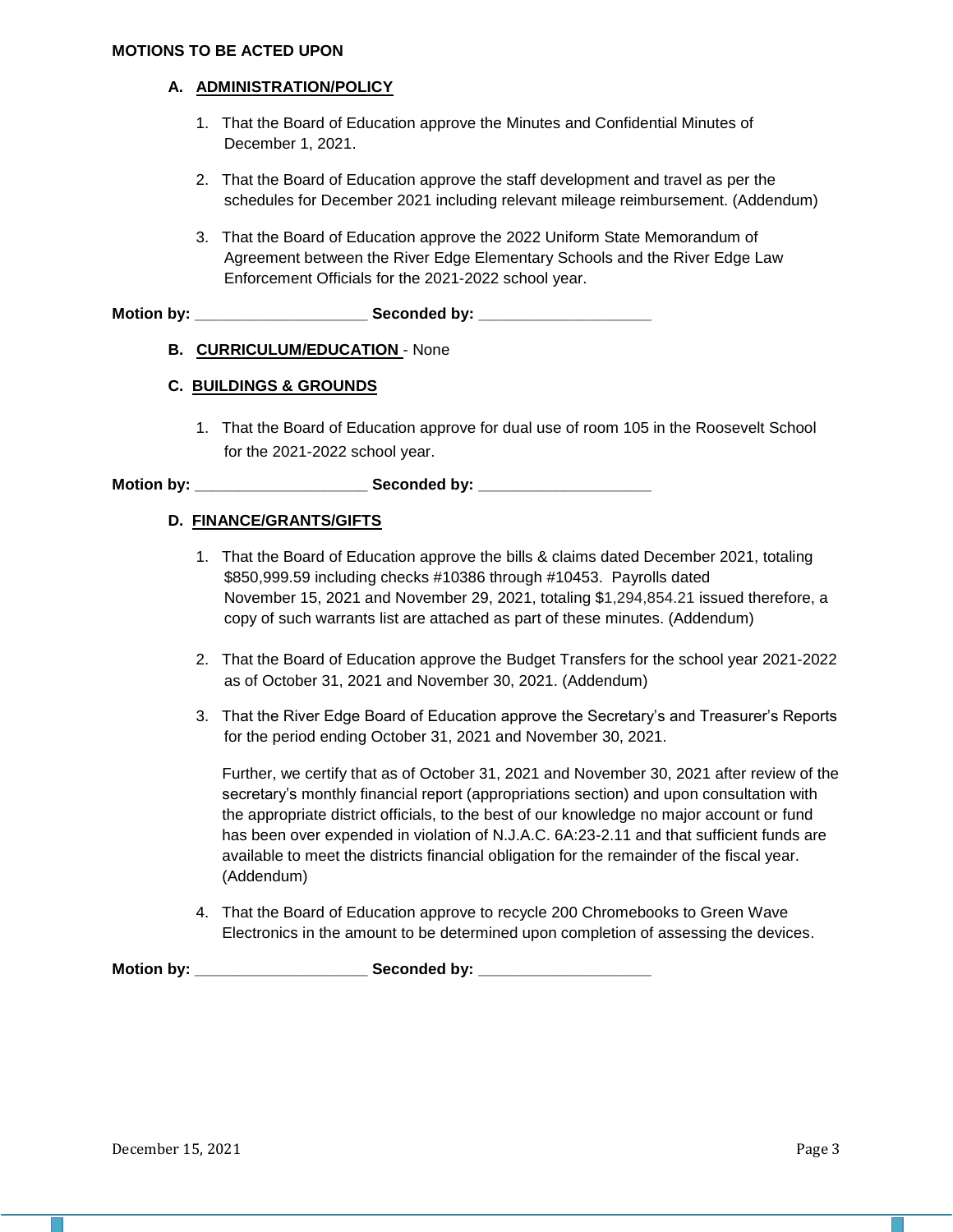**MOTIONS TO BE ACTED UPON**

**A. ADMINISTRATION/POLICY**

1. That the Board of Education approve the Minutes and Confidential Minutes of December 1, 2021.

2. That the Board of Education approve the staff development and travel as per the schedules for December 2021 including relevant mileage reimbursement. (Addendum)

3. That the Board of Education approve the 2022 Uniform State Memorandum of Agreement between the River Edge Elementary Schools and the River Edge Law Enforcement Officials for the 2021-2022 school year.

**Motion by: ____________________ Seconded by: ____________________**

**B. CURRICULUM/EDUCATION** - None

**C. BUILDINGS & GROUNDS**

1. That the Board of Education approve for dual use of room 105 in the Roosevelt School for the 2021-2022 school year.

**Motion by: ____________________ Seconded by: ____________________**

**D. FINANCE/GRANTS/GIFTS**

1. That the Board of Education approve the bills & claims dated December 2021, totaling $850,999.59 including checks #10386 through #10453. Payrolls dated November 15, 2021 and November 29, 2021, totaling $1,294,854.21 issued therefore, a copy of such warrants list are attached as part of these minutes. (Addendum)

2. That the Board of Education approve the Budget Transfers for the school year 2021-2022 as of October 31, 2021 and November 30, 2021. (Addendum)

3. That the River Edge Board of Education approve the Secretary's and Treasurer's Reports for the period ending October 31, 2021 and November 30, 2021.

   Further, we certify that as of October 31, 2021 and November 30, 2021 after review of the secretary's monthly financial report (appropriations section) and upon consultation with the appropriate district officials, to the best of our knowledge no major account or fund has been over expended in violation of N.J.A.C. 6A:23-2.11 and that sufficient funds are available to meet the districts financial obligation for the remainder of the fiscal year. (Addendum)

4. That the Board of Education approve to recycle 200 Chromebooks to Green Wave Electronics in the amount to be determined upon completion of assessing the devices.

**Motion by: ____________________ Seconded by: ____________________**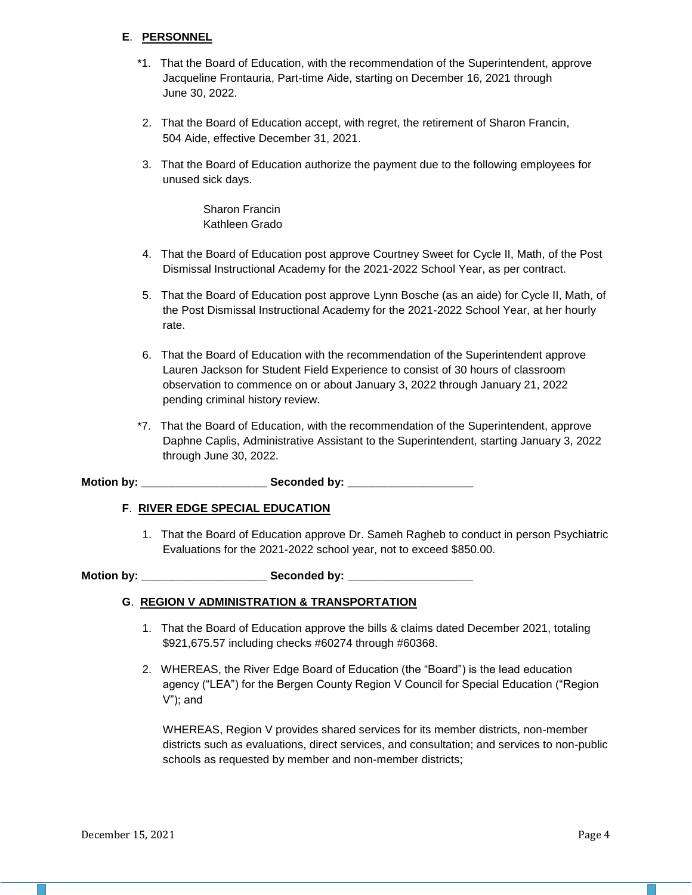**E**. **PERSONNEL**

*1. That the Board of Education, with the recommendation of the Superintendent, approve Jacqueline Frontauria, Part-time Aide, starting on December 16, 2021 through June 30, 2022.

2. That the Board of Education accept, with regret, the retirement of Sharon Francin, 504 Aide, effective December 31, 2021.

3. That the Board of Education authorize the payment due to the following employees for unused sick days.

   Sharon Francin
   Kathleen Grado

4. That the Board of Education post approve Courtney Sweet for Cycle II, Math, of the Post Dismissal Instructional Academy for the 2021-2022 School Year, as per contract.

5. That the Board of Education post approve Lynn Bosche (as an aide) for Cycle II, Math, of the Post Dismissal Instructional Academy for the 2021-2022 School Year, at her hourly rate.

6. That the Board of Education with the recommendation of the Superintendent approve Lauren Jackson for Student Field Experience to consist of 30 hours of classroom observation to commence on or about January 3, 2022 through January 21, 2022 pending criminal history review.

*7. That the Board of Education, with the recommendation of the Superintendent, approve Daphne Caplis, Administrative Assistant to the Superintendent, starting January 3, 2022 through June 30, 2022.

**Motion by: ____________________ Seconded by: ____________________**

**F**. **RIVER EDGE SPECIAL EDUCATION**

1. That the Board of Education approve Dr. Sameh Ragheb to conduct in person Psychiatric Evaluations for the 2021-2022 school year, not to exceed $850.00.

**Motion by: ____________________ Seconded by: ____________________**

**G**. **REGION V ADMINISTRATION & TRANSPORTATION**

1. That the Board of Education approve the bills & claims dated December 2021, totaling $921,675.57 including checks #60274 through #60368.

2. WHEREAS, the River Edge Board of Education (the "Board") is the lead education agency ("LEA") for the Bergen County Region V Council for Special Education ("Region V"); and

   WHEREAS, Region V provides shared services for its member districts, non-member districts such as evaluations, direct services, and consultation; and services to non-public schools as requested by member and non-member districts;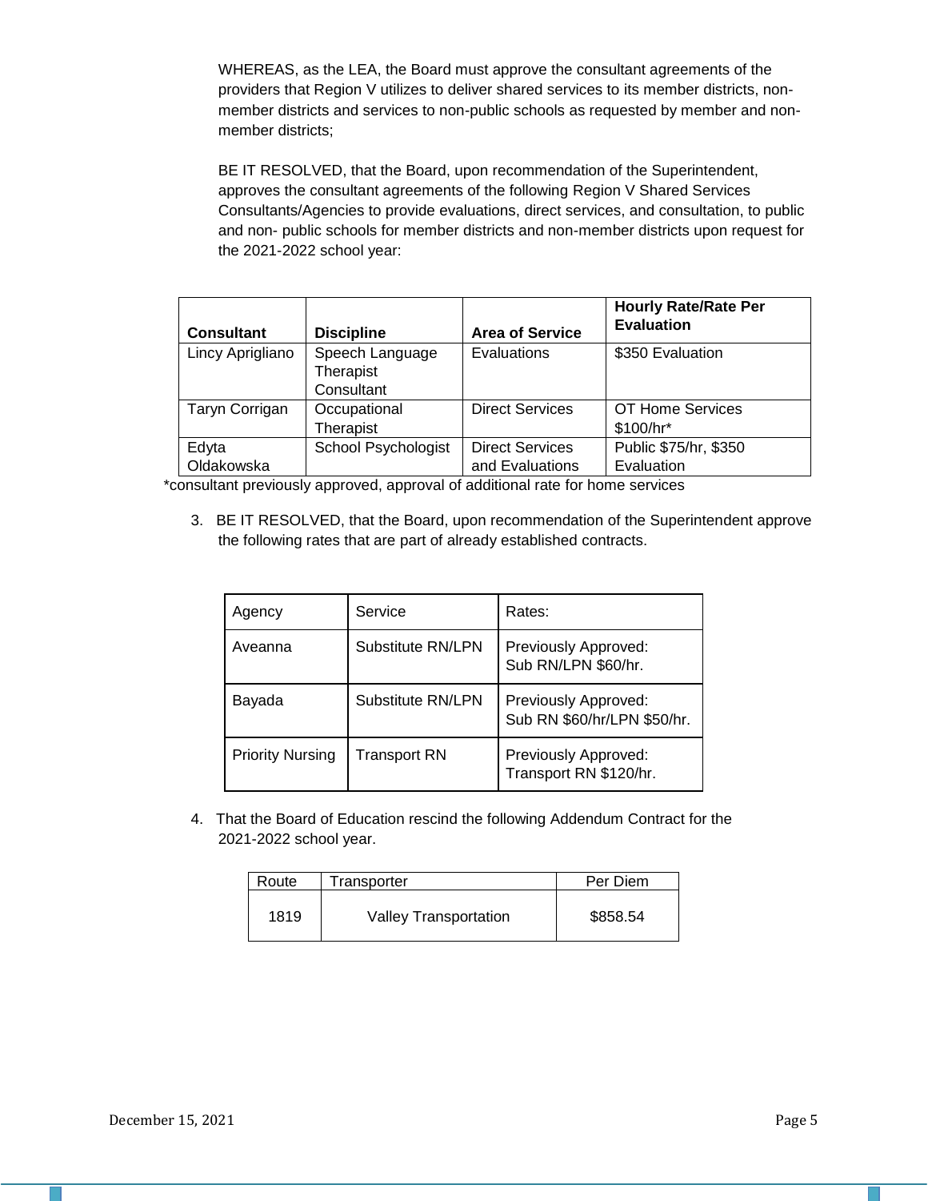WHEREAS, as the LEA, the Board must approve the consultant agreements of the providers that Region V utilizes to deliver shared services to its member districts, non-member districts and services to non-public schools as requested by member and non-member districts;

BE IT RESOLVED, that the Board, upon recommendation of the Superintendent, approves the consultant agreements of the following Region V Shared Services Consultants/Agencies to provide evaluations, direct services, and consultation, to public and non- public schools for member districts and non-member districts upon request for the 2021-2022 school year:

| **Consultant** | **Discipline** | **Area of Service** | **Hourly Rate/Rate Per Evaluation** |
|---|---|---|---|
| Lincy Aprigliano | Speech Language Therapist Consultant | Evaluations | $350 Evaluation |
| Taryn Corrigan | Occupational Therapist | Direct Services | OT Home Services $100/hr* |
| Edyta Oldakowska | School Psychologist | Direct Services and Evaluations | Public $75/hr, $350 Evaluation |

*consultant previously approved, approval of additional rate for home services

3. BE IT RESOLVED, that the Board, upon recommendation of the Superintendent approve the following rates that are part of already established contracts.

| Agency | Service | Rates: |
|---|---|---|
| Aveanna | Substitute RN/LPN | Previously Approved: Sub RN/LPN $60/hr. |
| Bayada | Substitute RN/LPN | Previously Approved: Sub RN $60/hr/LPN $50/hr. |
| Priority Nursing | Transport RN | Previously Approved: Transport RN $120/hr. |

4. That the Board of Education rescind the following Addendum Contract for the 2021-2022 school year.

| Route | Transporter | Per Diem |
|---|---|---|
| 1819 | Valley Transportation | $858.54 |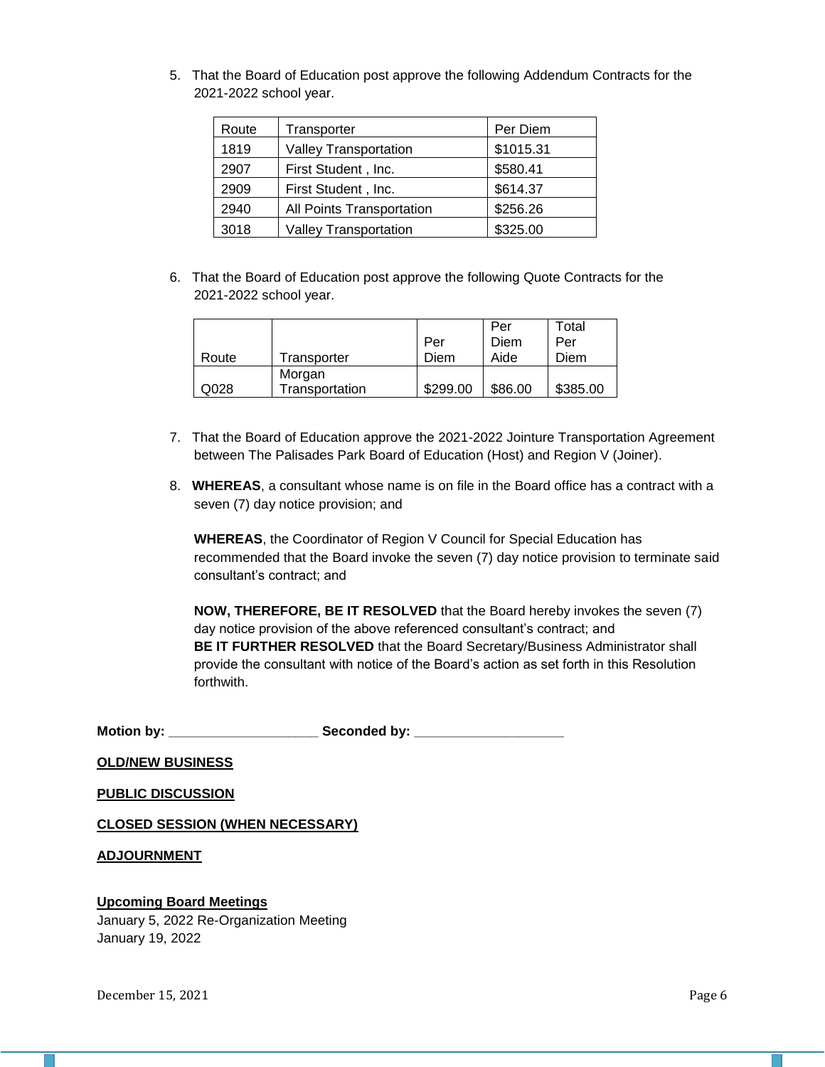5. That the Board of Education post approve the following Addendum Contracts for the 2021-2022 school year.

| Route | Transporter | Per Diem |
|---|---|---|
| 1819 | Valley Transportation | $1015.31 |
| 2907 | First Student , Inc. | $580.41 |
| 2909 | First Student , Inc. | $614.37 |
| 2940 | All Points Transportation | $256.26 |
| 3018 | Valley Transportation | $325.00 |

6. That the Board of Education post approve the following Quote Contracts for the 2021-2022 school year.

| Route | Transporter | Per Diem | Per Diem Aide | Total Per Diem |
|---|---|---|---|---|
| Q028 | Morgan Transportation | $299.00 | $86.00 | $385.00 |

7. That the Board of Education approve the 2021-2022 Jointure Transportation Agreement between The Palisades Park Board of Education (Host) and Region V (Joiner).

8. **WHEREAS**, a consultant whose name is on file in the Board office has a contract with a seven (7) day notice provision; and

   **WHEREAS**, the Coordinator of Region V Council for Special Education has recommended that the Board invoke the seven (7) day notice provision to terminate said consultant's contract; and

   **NOW, THEREFORE, BE IT RESOLVED** that the Board hereby invokes the seven (7) day notice provision of the above referenced consultant's contract; and
   **BE IT FURTHER RESOLVED** that the Board Secretary/Business Administrator shall provide the consultant with notice of the Board's action as set forth in this Resolution forthwith.

**Motion by:** ____________________ **Seconded by:** ____________________

**OLD/NEW BUSINESS**

**PUBLIC DISCUSSION**

**CLOSED SESSION (WHEN NECESSARY)**

**ADJOURNMENT**

**Upcoming Board Meetings**
January 5, 2022 Re-Organization Meeting
January 19, 2022